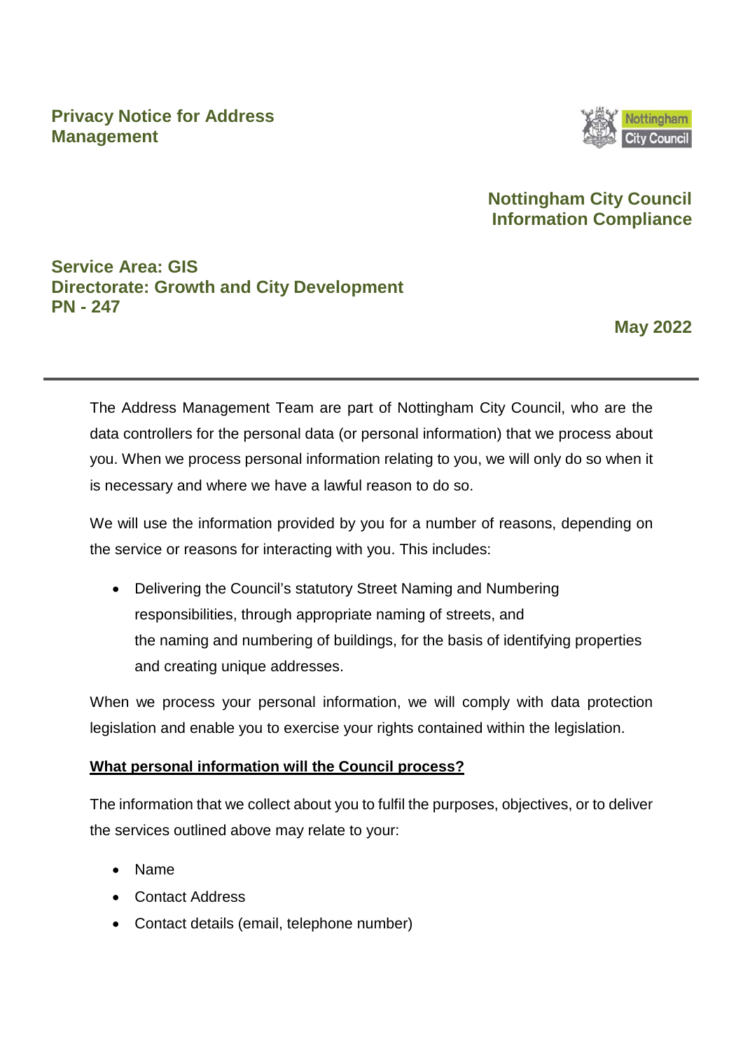# Privacy Notice for Address Management

**Nottingham City Council**
**Information Compliance**

**Service Area: GIS**
**Directorate: Growth and City Development**
**PN - 247**

**May 2022**

---

The Address Management Team are part of Nottingham City Council, who are the data controllers for the personal data (or personal information) that we process about you. When we process personal information relating to you, we will only do so when it is necessary and where we have a lawful reason to do so.

We will use the information provided by you for a number of reasons, depending on the service or reasons for interacting with you. This includes:

- Delivering the Council's statutory Street Naming and Numbering responsibilities, through appropriate naming of streets, and the naming and numbering of buildings, for the basis of identifying properties and creating unique addresses.

When we process your personal information, we will comply with data protection legislation and enable you to exercise your rights contained within the legislation.

## What personal information will the Council process?

The information that we collect about you to fulfil the purposes, objectives, or to deliver the services outlined above may relate to your:

- Name
- Contact Address
- Contact details (email, telephone number)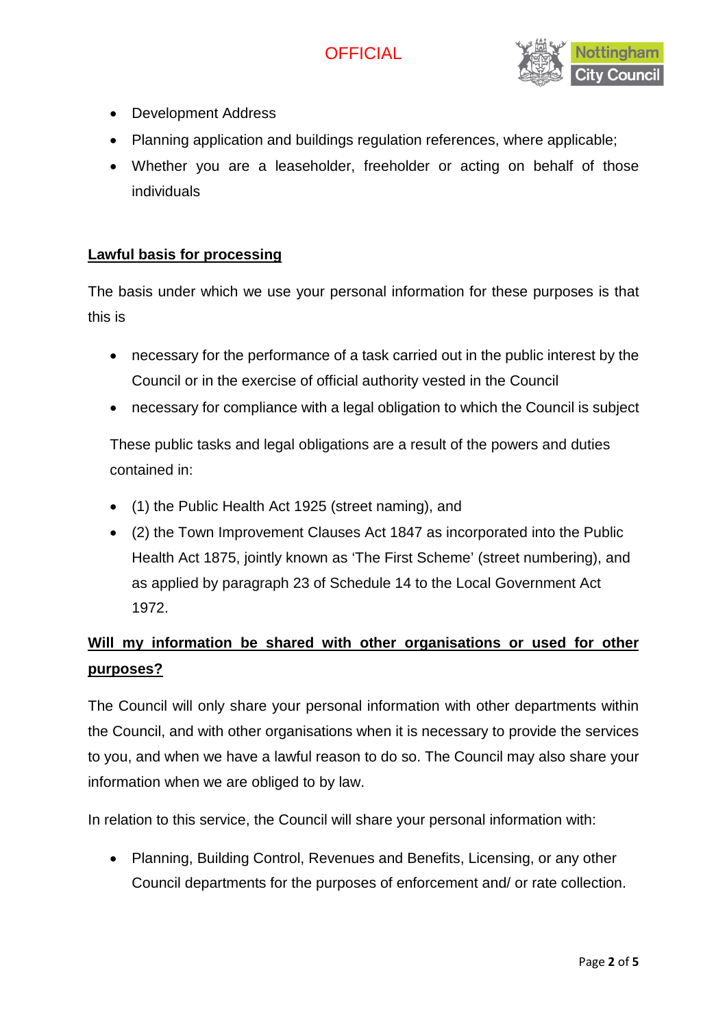- Development Address
- Planning application and buildings regulation references, where applicable;
- Whether you are a leaseholder, freeholder or acting on behalf of those individuals

## Lawful basis for processing

The basis under which we use your personal information for these purposes is that this is

- necessary for the performance of a task carried out in the public interest by the Council or in the exercise of official authority vested in the Council
- necessary for compliance with a legal obligation to which the Council is subject

These public tasks and legal obligations are a result of the powers and duties contained in:

- (1) the Public Health Act 1925 (street naming), and
- (2) the Town Improvement Clauses Act 1847 as incorporated into the Public Health Act 1875, jointly known as 'The First Scheme' (street numbering), and as applied by paragraph 23 of Schedule 14 to the Local Government Act 1972.

## Will my information be shared with other organisations or used for other purposes?

The Council will only share your personal information with other departments within the Council, and with other organisations when it is necessary to provide the services to you, and when we have a lawful reason to do so. The Council may also share your information when we are obliged to by law.

In relation to this service, the Council will share your personal information with:

- Planning, Building Control, Revenues and Benefits, Licensing, or any other Council departments for the purposes of enforcement and/ or rate collection.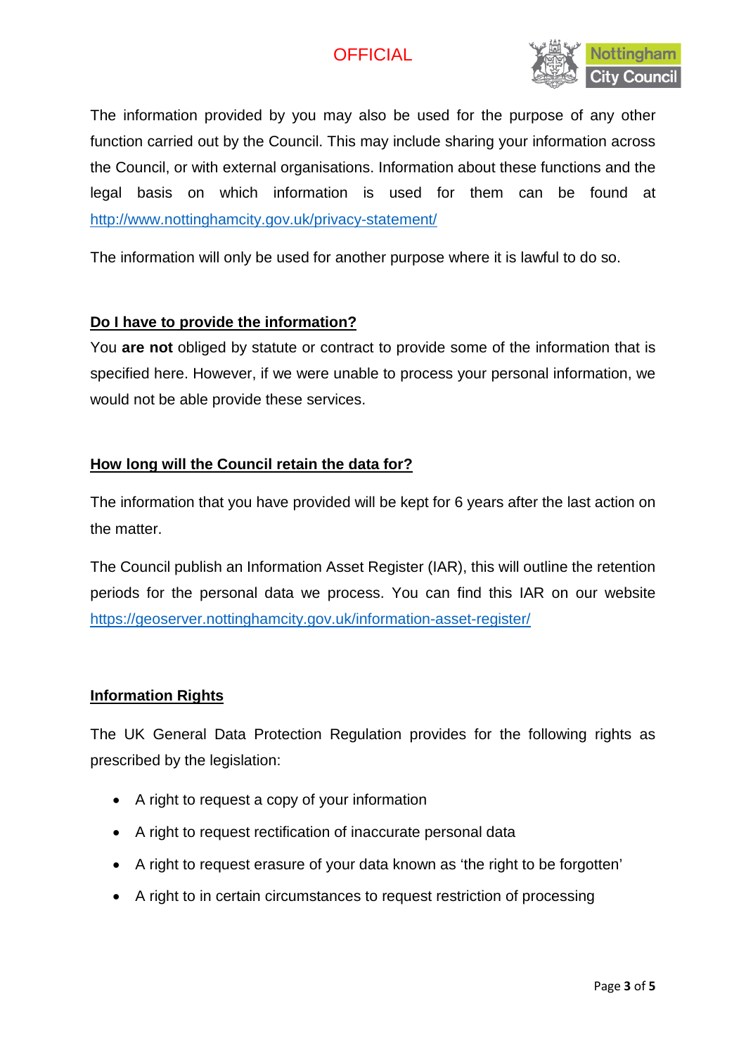The information provided by you may also be used for the purpose of any other function carried out by the Council. This may include sharing your information across the Council, or with external organisations. Information about these functions and the legal basis on which information is used for them can be found at http://www.nottinghamcity.gov.uk/privacy-statement/

The information will only be used for another purpose where it is lawful to do so.

## Do I have to provide the information?

You **are not** obliged by statute or contract to provide some of the information that is specified here. However, if we were unable to process your personal information, we would not be able provide these services.

## How long will the Council retain the data for?

The information that you have provided will be kept for 6 years after the last action on the matter.

The Council publish an Information Asset Register (IAR), this will outline the retention periods for the personal data we process. You can find this IAR on our website https://geoserver.nottinghamcity.gov.uk/information-asset-register/

## Information Rights

The UK General Data Protection Regulation provides for the following rights as prescribed by the legislation:

- A right to request a copy of your information
- A right to request rectification of inaccurate personal data
- A right to request erasure of your data known as 'the right to be forgotten'
- A right to in certain circumstances to request restriction of processing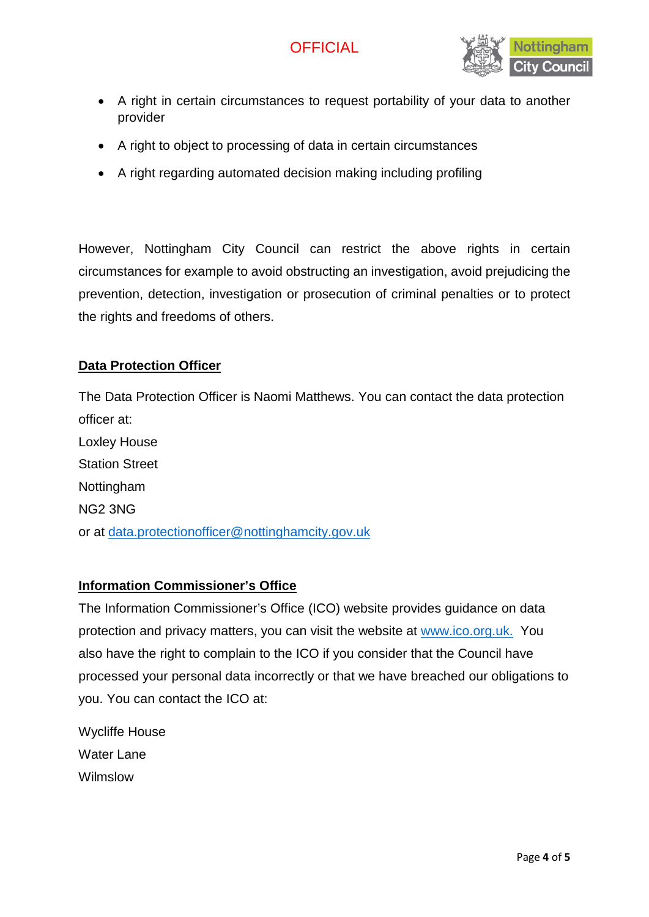- A right in certain circumstances to request portability of your data to another provider
- A right to object to processing of data in certain circumstances
- A right regarding automated decision making including profiling

However, Nottingham City Council can restrict the above rights in certain circumstances for example to avoid obstructing an investigation, avoid prejudicing the prevention, detection, investigation or prosecution of criminal penalties or to protect the rights and freedoms of others.

**Data Protection Officer**

The Data Protection Officer is Naomi Matthews. You can contact the data protection officer at:
Loxley House
Station Street
Nottingham
NG2 3NG
or at data.protectionofficer@nottinghamcity.gov.uk

**Information Commissioner's Office**

The Information Commissioner's Office (ICO) website provides guidance on data protection and privacy matters, you can visit the website at www.ico.org.uk. You also have the right to complain to the ICO if you consider that the Council have processed your personal data incorrectly or that we have breached our obligations to you. You can contact the ICO at:

Wycliffe House
Water Lane
Wilmslow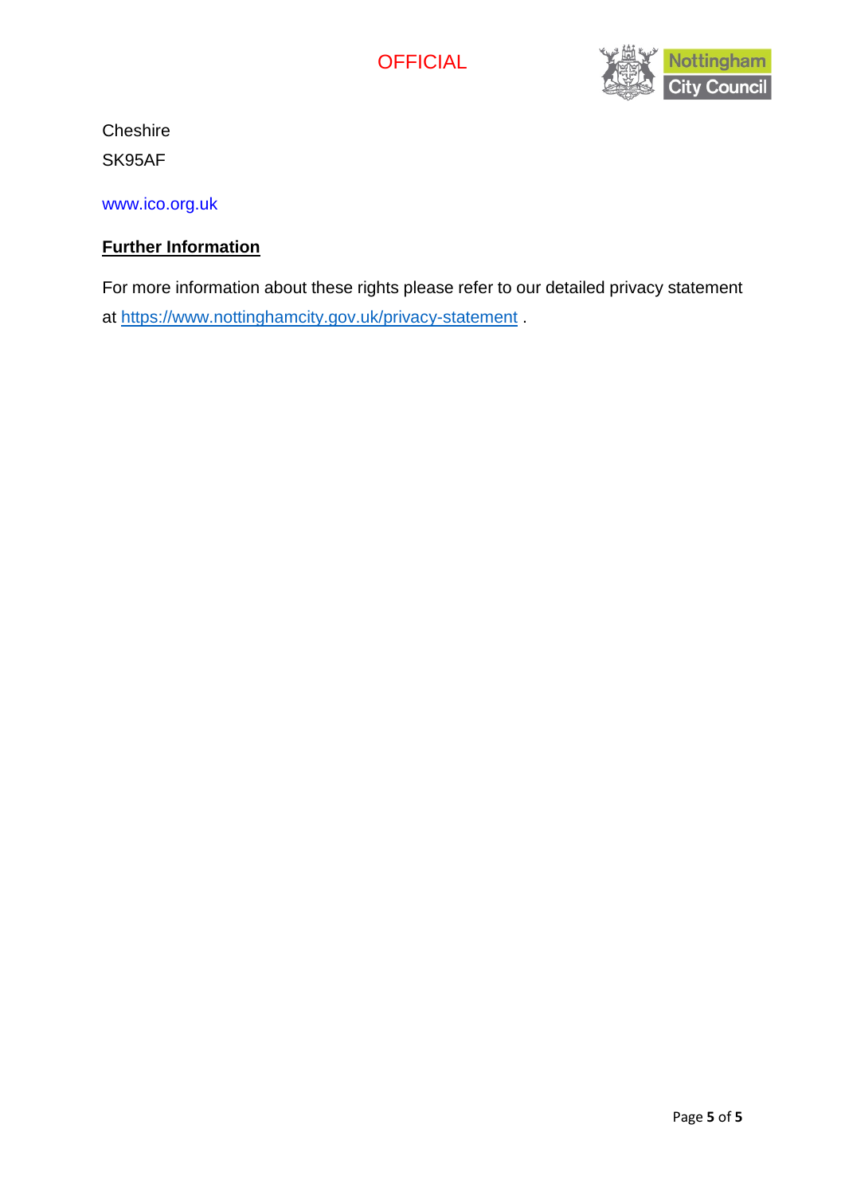Cheshire

SK95AF

www.ico.org.uk

## Further Information

For more information about these rights please refer to our detailed privacy statement at https://www.nottinghamcity.gov.uk/privacy-statement .